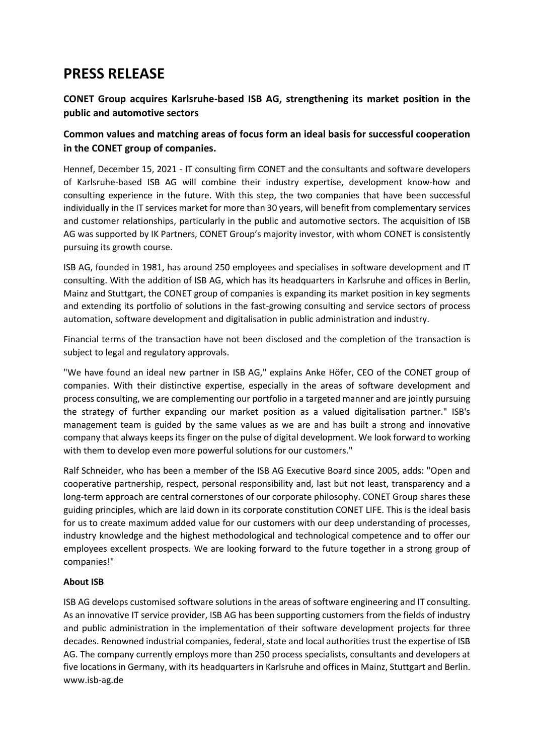# PRESS RELEASE

## CONET Group acquires Karlsruhe-based ISB AG, strengthening its market position in the public and automotive sectors

## Common values and matching areas of focus form an ideal basis for successful cooperation in the CONET group of companies.

Hennef, December 15, 2021 - IT consulting firm CONET and the consultants and software developers of Karlsruhe-based ISB AG will combine their industry expertise, development know-how and consulting experience in the future. With this step, the two companies that have been successful individually in the IT services market for more than 30 years, will benefit from complementary services and customer relationships, particularly in the public and automotive sectors. The acquisition of ISB AG was supported by IK Partners, CONET Group's majority investor, with whom CONET is consistently pursuing its growth course.

ISB AG, founded in 1981, has around 250 employees and specialises in software development and IT consulting. With the addition of ISB AG, which has its headquarters in Karlsruhe and offices in Berlin, Mainz and Stuttgart, the CONET group of companies is expanding its market position in key segments and extending its portfolio of solutions in the fast-growing consulting and service sectors of process automation, software development and digitalisation in public administration and industry.

Financial terms of the transaction have not been disclosed and the completion of the transaction is subject to legal and regulatory approvals.

"We have found an ideal new partner in ISB AG," explains Anke Höfer, CEO of the CONET group of companies. With their distinctive expertise, especially in the areas of software development and process consulting, we are complementing our portfolio in a targeted manner and are jointly pursuing the strategy of further expanding our market position as a valued digitalisation partner." ISB's management team is guided by the same values as we are and has built a strong and innovative company that always keeps its finger on the pulse of digital development. We look forward to working with them to develop even more powerful solutions for our customers."

Ralf Schneider, who has been a member of the ISB AG Executive Board since 2005, adds: "Open and cooperative partnership, respect, personal responsibility and, last but not least, transparency and a long-term approach are central cornerstones of our corporate philosophy. CONET Group shares these guiding principles, which are laid down in its corporate constitution CONET LIFE. This is the ideal basis for us to create maximum added value for our customers with our deep understanding of processes, industry knowledge and the highest methodological and technological competence and to offer our employees excellent prospects. We are looking forward to the future together in a strong group of companies!"

**About ISB**

ISB AG develops customised software solutions in the areas of software engineering and IT consulting. As an innovative IT service provider, ISB AG has been supporting customers from the fields of industry and public administration in the implementation of their software development projects for three decades. Renowned industrial companies, federal, state and local authorities trust the expertise of ISB AG. The company currently employs more than 250 process specialists, consultants and developers at five locations in Germany, with its headquarters in Karlsruhe and offices in Mainz, Stuttgart and Berlin. www.isb-ag.de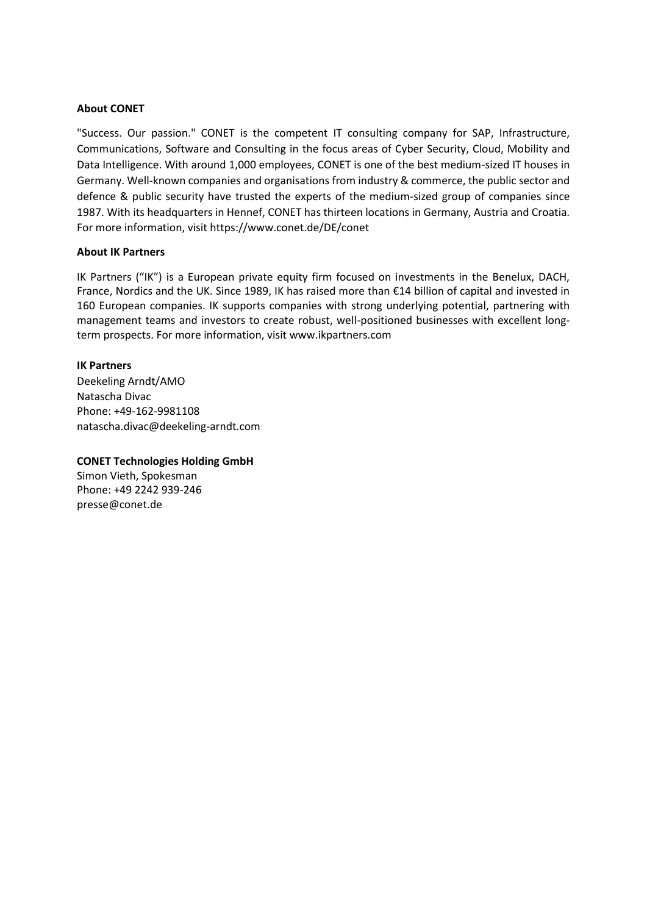**About CONET**

"Success. Our passion." CONET is the competent IT consulting company for SAP, Infrastructure, Communications, Software and Consulting in the focus areas of Cyber Security, Cloud, Mobility and Data Intelligence. With around 1,000 employees, CONET is one of the best medium-sized IT houses in Germany. Well-known companies and organisations from industry & commerce, the public sector and defence & public security have trusted the experts of the medium-sized group of companies since 1987. With its headquarters in Hennef, CONET has thirteen locations in Germany, Austria and Croatia. For more information, visit https://www.conet.de/DE/conet

**About IK Partners**

IK Partners ("IK") is a European private equity firm focused on investments in the Benelux, DACH, France, Nordics and the UK. Since 1989, IK has raised more than €14 billion of capital and invested in 160 European companies. IK supports companies with strong underlying potential, partnering with management teams and investors to create robust, well-positioned businesses with excellent long-term prospects. For more information, visit www.ikpartners.com

**IK Partners**
Deekeling Arndt/AMO
Natascha Divac
Phone: +49-162-9981108
natascha.divac@deekeling-arndt.com

**CONET Technologies Holding GmbH**
Simon Vieth, Spokesman
Phone: +49 2242 939-246
presse@conet.de